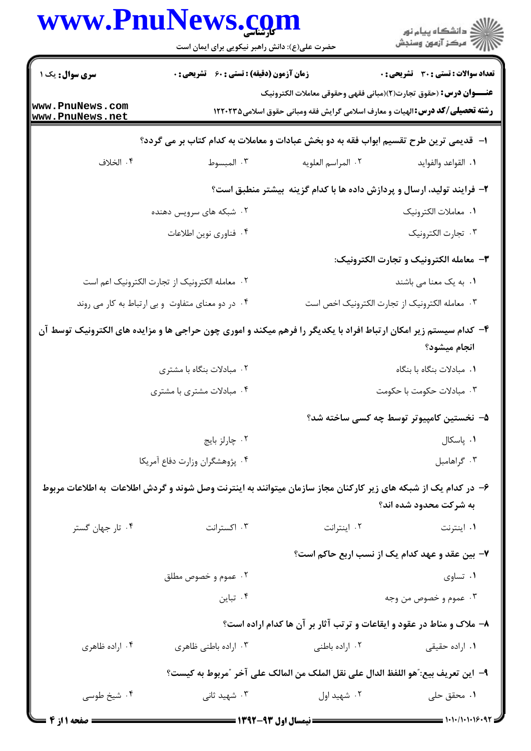**سری سوال:** یک ۱

**زمان آزمون (دقیقه) : تستی : ۶۰ تشریحی : ۰**

**تعداد سوالات : تستی : ۳۰ تشریحی : ۰**

**عنـــوان درس :** (حقوق تجارت(۲)(مبانی فقهی وحقوقی معاملات الکترونیک

**رشته تحصیلی/کد درس :** الهیات و معارف اسلامی گرایش فقه ومبانی حقوق اسلامی۱۲۲۰۲۳۵

---

**۱- قدیمی ترین طرح تقسیم ابواب فقه به دو بخش عبادات و معاملات به کدام کتاب بر می گردد؟**

۱. القواعد والفواید
۲. المراسم العلویه
۳. المبسوط
۴. الخلاف

**۲- فرایند تولید، ارسال و پردازش داده ها با کدام گزینه بیشتر منطبق است؟**

۱. معاملات الکترونیک
۲. شبکه های سرویس دهنده
۳. تجارت الکترونیک
۴. فناوری نوین اطلاعات

**۳- معامله الکترونیک و تجارت الکترونیک:**

۱. به یک معنا می باشند
۲. معامله الکترونیک از تجارت الکترونیک اعم است
۳. معامله الکترونیک از تجارت الکترونیک اخص است
۴. در دو معنای متفاوت و بی ارتباط به کار می روند

**۴- کدام سیستم زیر امکان ارتباط افراد با یکدیگر را فرهم میکند و اموری چون حراجی ها و مزایده های الکترونیک توسط آن انجام میشود؟**

۱. مبادلات بنگاه با بنگاه
۲. مبادلات بنگاه با مشتری
۳. مبادلات حکومت با حکومت
۴. مبادلات مشتری با مشتری

**۵- نخستین کامپیوتر توسط چه کسی ساخته شد؟**

۱. پاسکال
۲. چارلز بابج
۳. گراهامبل
۴. پژوهشگران وزارت دفاع آمریکا

**۶- در کدام یک از شبکه های زیر کارکنان مجاز سازمان میتوانند به اینترنت وصل شوند و گردش اطلاعات به اطلاعات مربوط به شرکت محدود شده اند؟**

۱. اینترنت
۲. اینترانت
۳. اکسترانت
۴. تار جهان گستر

**۷- بین عقد و عهد کدام یک از نسب اربع حاکم است؟**

۱. تساوی
۲. عموم و خصوص مطلق
۳. عموم و خصوص من وجه
۴. تباین

**۸- ملاک و مناط در عقود و ایقاعات و ترتب آثار بر آن ها کدام اراده است؟**

۱. اراده حقیقی
۲. اراده باطنی
۳. اراده باطنی ظاهری
۴. اراده ظاهری

**۹- این تعریف بیع:"هو اللفظ الدال علی نقل الملک من المالک علی آخر "مربوط به کیست؟**

۱. محقق حلی
۲. شهید اول
۳. شهید ثانی
۴. شیخ طوسی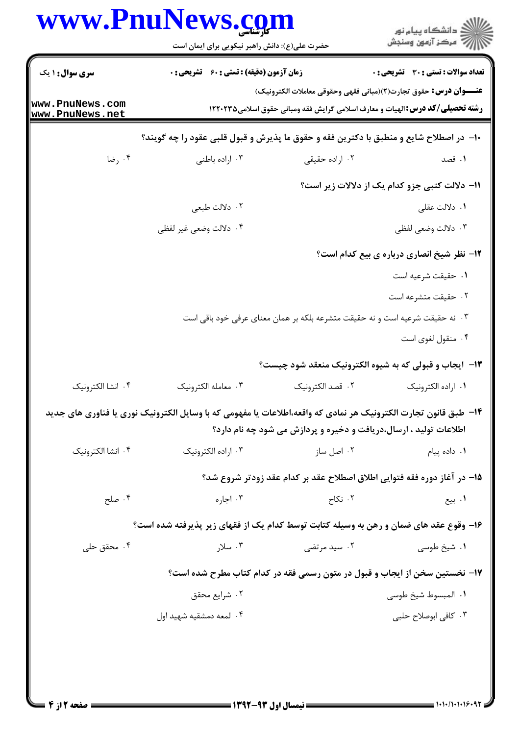۱۰- در اصطلاح شایع و منطبق با دکترین فقه و حقوق ما پذیرش و قبول قلبی عقود را چه گویند؟

۱. قصد
۲. اراده حقیقی
۳. اراده باطنی
۴. رضا

۱۱- دلالت کتبی جزو کدام یک از دلالات زیر است؟

۱. دلالت عقلی
۲. دلالت طبعی
۳. دلالت وضعی لفظی
۴. دلالت وضعی غیر لفظی

۱۲- نظر شیخ انصاری درباره ی بیع کدام است؟

۱. حقیقت شرعیه است
۲. حقیقت متشرعه است
۳. نه حقیقت شرعیه است و نه حقیقت متشرعه بلکه بر همان معنای عرفی خود باقی است
۴. منقول لغوی است

۱۳- ایجاب و قبولی که به شیوه الکترونیک منعقد شود چیست؟

۱. اراده الکترونیک
۲. قصد الکترونیک
۳. معامله الکترونیک
۴. انشا الکترونیک

۱۴- طبق قانون تجارت الکترونیک هر نمادی که واقعه،اطلاعات یا مفهومی که با وسایل الکترونیک نوری یا فناوری های جدید اطلاعات تولید ، ارسال،دریافت و ذخیره و پردازش می شود چه نام دارد؟

۱. داده پیام
۲. اصل ساز
۳. اراده الکترونیک
۴. انشا الکترونیک

۱۵- در آغاز دوره فقه فتوایی اطلاق اصطلاح عقد بر کدام عقد زودتر شروع شد؟

۱. بیع
۲. نکاح
۳. اجاره
۴. صلح

۱۶- وقوع عقد های ضمان و رهن به وسیله کتابت توسط کدام یک از فقهای زیر پذیرفته شده است؟

۱. شیخ طوسی
۲. سید مرتضی
۳. سلار
۴. محقق حلی

۱۷- نخستین سخن از ایجاب و قبول در متون رسمی فقه در کدام کتاب مطرح شده است؟

۱. المبسوط شیخ طوسی
۲. شرایع محقق
۳. کافی ابوصلاح حلبی
۴. لمعه دمشقیه شهید اول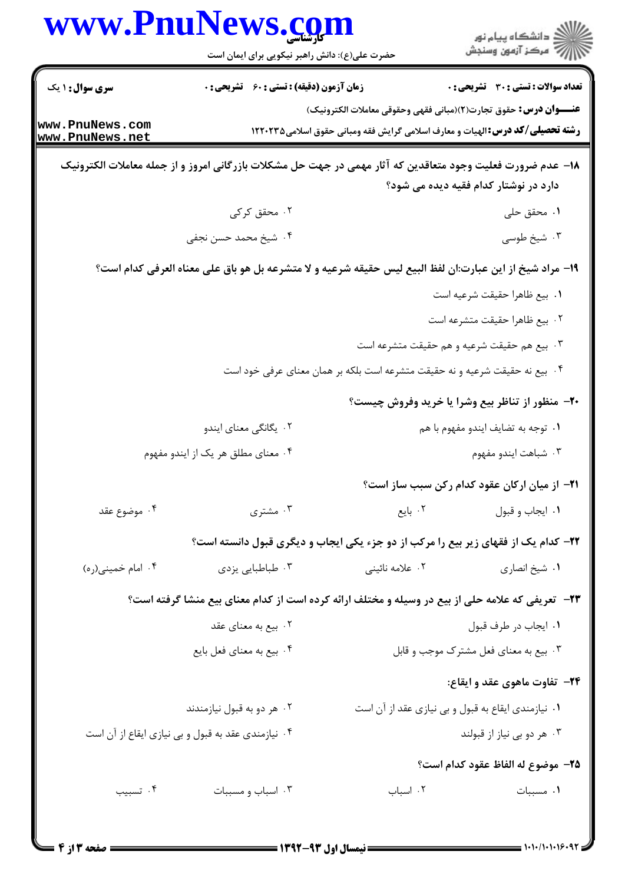**سری سوال:** ۱ یک | **زمان آزمون (دقیقه) : تستی :** ۶۰ **تشریحی :** ۰ | **تعداد سوالات : تستی :** ۳۰ **تشریحی :** ۰

**عنـــوان درس:** حقوق تجارت(۲)(مبانی فقهی وحقوقی معاملات الکترونیک)

**رشته تحصیلی/کد درس:** الهیات و معارف اسلامی گرایش فقه ومبانی حقوق اسلامی۱۲۲۰۲۳۵

۱۸- عدم ضرورت فعلیت وجود متعاقدین که آثار مهمی در جهت حل مشکلات بازرگانی امروز و از جمله معاملات الکترونیک دارد در نوشتار کدام فقیه دیده می شود؟

۱. محقق حلی
۲. محقق کرکی
۳. شیخ طوسی
۴. شیخ محمد حسن نجفی

۱۹- مراد شیخ از این عبارت:ان لفظ البیع لیس حقیقه شرعیه و لا متشرعه بل هو باق علی معناه العرفی کدام است؟

۱. بیع ظاهرا حقیقت شرعیه است
۲. بیع ظاهرا حقیقت متشرعه است
۳. بیع هم حقیقت شرعیه و هم حقیقت متشرعه است
۴. بیع نه حقیقت شرعیه و نه حقیقت متشرعه است بلکه بر همان معنای عرفی خود است

۲۰- منظور از تناظر بیع وشرا یا خرید وفروش چیست؟

۱. توجه به تضایف ایندو مفهوم با هم
۲. یگانگی معنای ایندو
۳. شباهت ایندو مفهوم
۴. معنای مطلق هر یک از ایندو مفهوم

۲۱- از میان ارکان عقود کدام رکن سبب ساز است؟

۱. ایجاب و قبول
۲. بایع
۳. مشتری
۴. موضوع عقد

۲۲- کدام یک از فقهای زیر بیع را مرکب از دو جزء یکی ایجاب و دیگری قبول دانسته است؟

۱. شیخ انصاری
۲. علامه نائینی
۳. طباطبایی یزدی
۴. امام خمینی(ره)

۲۳- تعریفی که علامه حلی از بیع در وسیله و مختلف ارائه کرده است از کدام معنای بیع منشا گرفته است؟

۱. ایجاب در طرف قبول
۲. بیع به معنای عقد
۳. بیع به معنای فعل مشترک موجب و قابل
۴. بیع به معنای فعل بایع

۲۴- تفاوت ماهوی عقد و ایقاع:

۱. نیازمندی ایقاع به قبول و بی نیازی عقد از آن است
۲. هر دو به قبول نیازمندند
۳. هر دو بی نیاز از قبولند
۴. نیازمندی عقد به قبول و بی نیازی ایقاع از آن است

۲۵- موضوع له الفاظ عقود کدام است؟

۱. مسببات
۲. اسباب
۳. اسباب و مسببات
۴. تسبیب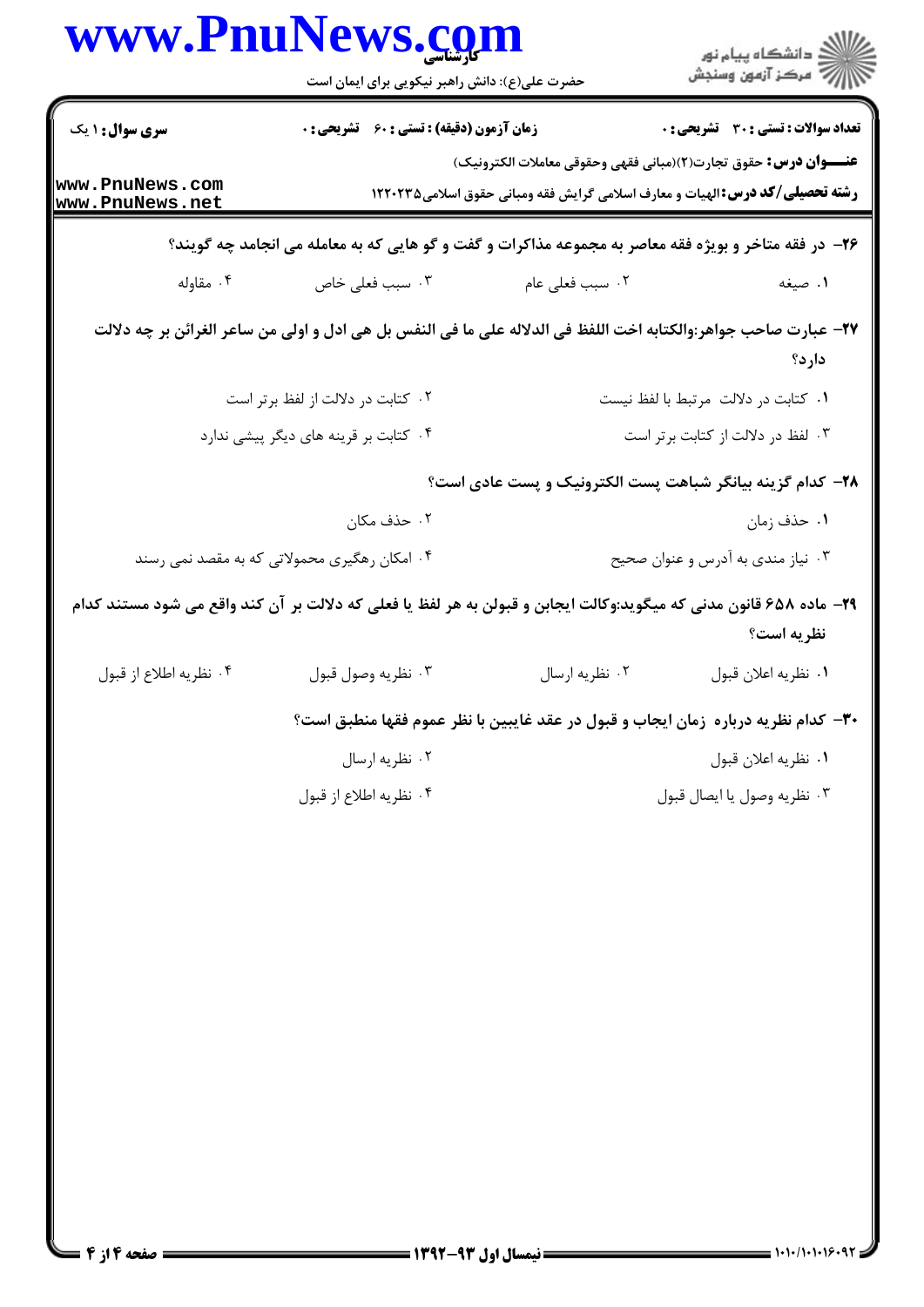**سری سوال:** ۱ یک

**زمان آزمون (دقیقه) : تستی :** ۶۰ **تشریحی :** ۰

**تعداد سوالات : تستی :** ۳۰ **تشریحی :** ۰

**عنـــوان درس:** حقوق تجارت(۲)(مبانی فقهی وحقوقی معاملات الکترونیک)

**رشته تحصیلی/کد درس:** الهیات و معارف اسلامی گرایش فقه ومبانی حقوق اسلامی۱۲۲۰۲۳۵

**۲۶-** در فقه متاخر و بویژه فقه معاصر به مجموعه مذاکرات و گفت و گو هایی که به معامله می انجامد چه گویند؟

۱. صیغه
۲. سبب فعلی عام
۳. سبب فعلی خاص
۴. مقاوله

**۲۷-** عبارت صاحب جواهر:والکتابه اخت اللفظ فی الدلاله علی ما فی النفس بل هی ادل و اولی من ساعر الغرائن بر چه دلالت دارد؟

۱. کتابت در دلالت مرتبط با لفظ نیست
۲. کتابت در دلالت از لفظ برتر است
۳. لفظ در دلالت از کتابت برتر است
۴. کتابت بر قرینه های دیگر پیشی ندارد

**۲۸-** کدام گزینه بیانگر شباهت پست الکترونیک و پست عادی است؟

۱. حذف زمان
۲. حذف مکان
۳. نیاز مندی به آدرس و عنوان صحیح
۴. امکان رهگیری محمولاتی که به مقصد نمی رسند

**۲۹-** ماده ۶۵۸ قانون مدنی که میگوید:وکالت ایجابن و قبولن به هر لفظ یا فعلی که دلالت بر آن کند واقع می شود مستند کدام نظریه است؟

۱. نظریه اعلان قبول
۲. نظریه ارسال
۳. نظریه وصول قبول
۴. نظریه اطلاع از قبول

**۳۰-** کدام نظریه درباره زمان ایجاب و قبول در عقد غايبين با نظر عموم فقها منطبق است؟

۱. نظریه اعلان قبول
۲. نظریه ارسال
۳. نظریه وصول یا ایصال قبول
۴. نظریه اطلاع از قبول